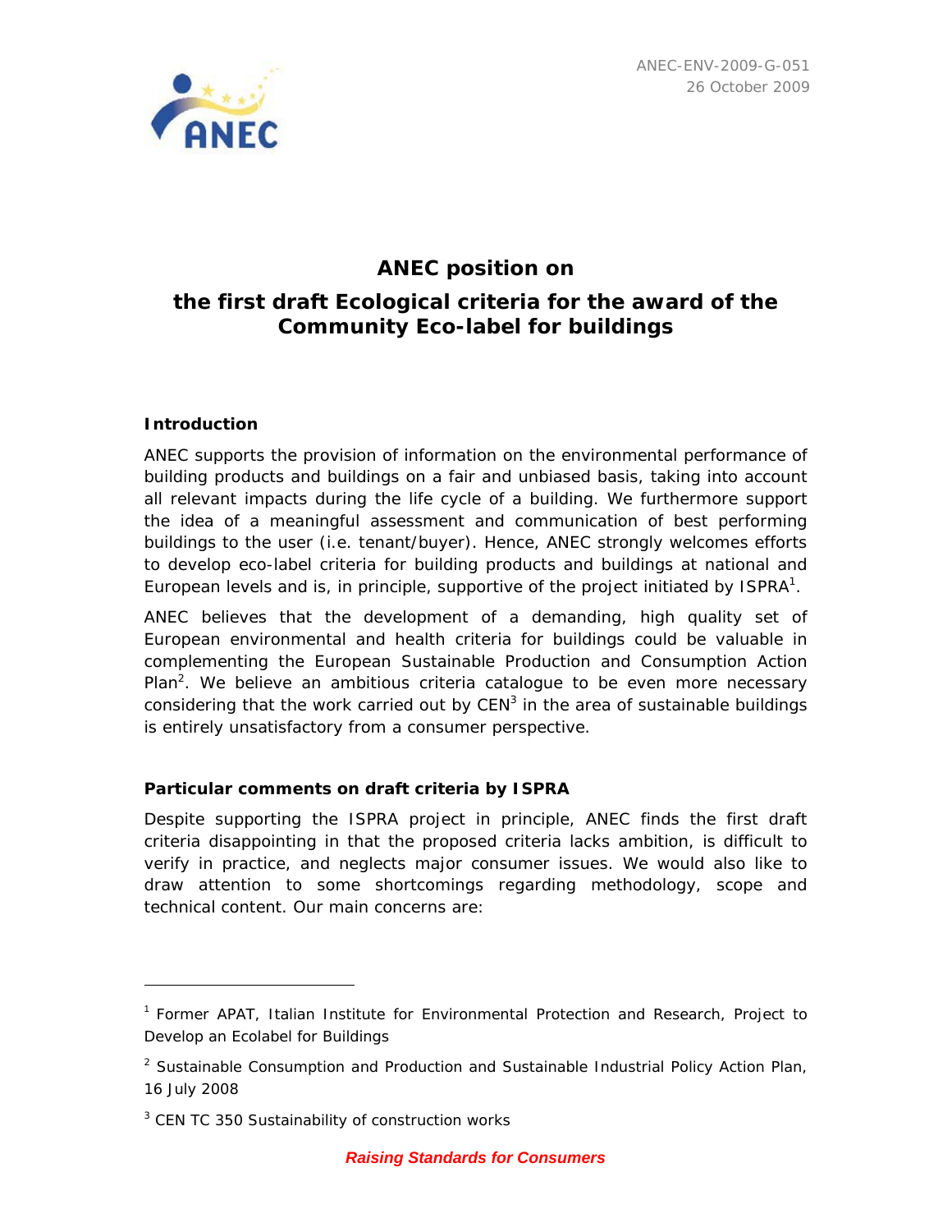ANEC-ENV-2009-G-051
26 October 2009

# ANEC position on

## the first draft Ecological criteria for the award of the Community Eco-label for buildings

### Introduction

ANEC supports the provision of information on the environmental performance of building products and buildings on a fair and unbiased basis, taking into account all relevant impacts during the life cycle of a building. We furthermore support the idea of a meaningful assessment and communication of best performing buildings to the user (i.e. tenant/buyer). Hence, ANEC strongly welcomes efforts to develop eco-label criteria for building products and buildings at national and European levels and is, in principle, supportive of the project initiated by ISPRA[1].

ANEC believes that the development of a demanding, high quality set of European environmental and health criteria for buildings could be valuable in complementing the European Sustainable Production and Consumption Action Plan[2]. We believe an ambitious criteria catalogue to be even more necessary considering that the work carried out by CEN[3] in the area of sustainable buildings is entirely unsatisfactory from a consumer perspective.

### Particular comments on draft criteria by ISPRA

Despite supporting the ISPRA project in principle, ANEC finds the first draft criteria disappointing in that the proposed criteria lacks ambition, is difficult to verify in practice, and neglects major consumer issues. We would also like to draw attention to some shortcomings regarding methodology, scope and technical content. Our main concerns are:

---

[1] Former APAT, Italian Institute for Environmental Protection and Research, Project to Develop an Ecolabel for Buildings

[2] Sustainable Consumption and Production and Sustainable Industrial Policy Action Plan, 16 July 2008

[3] CEN TC 350 Sustainability of construction works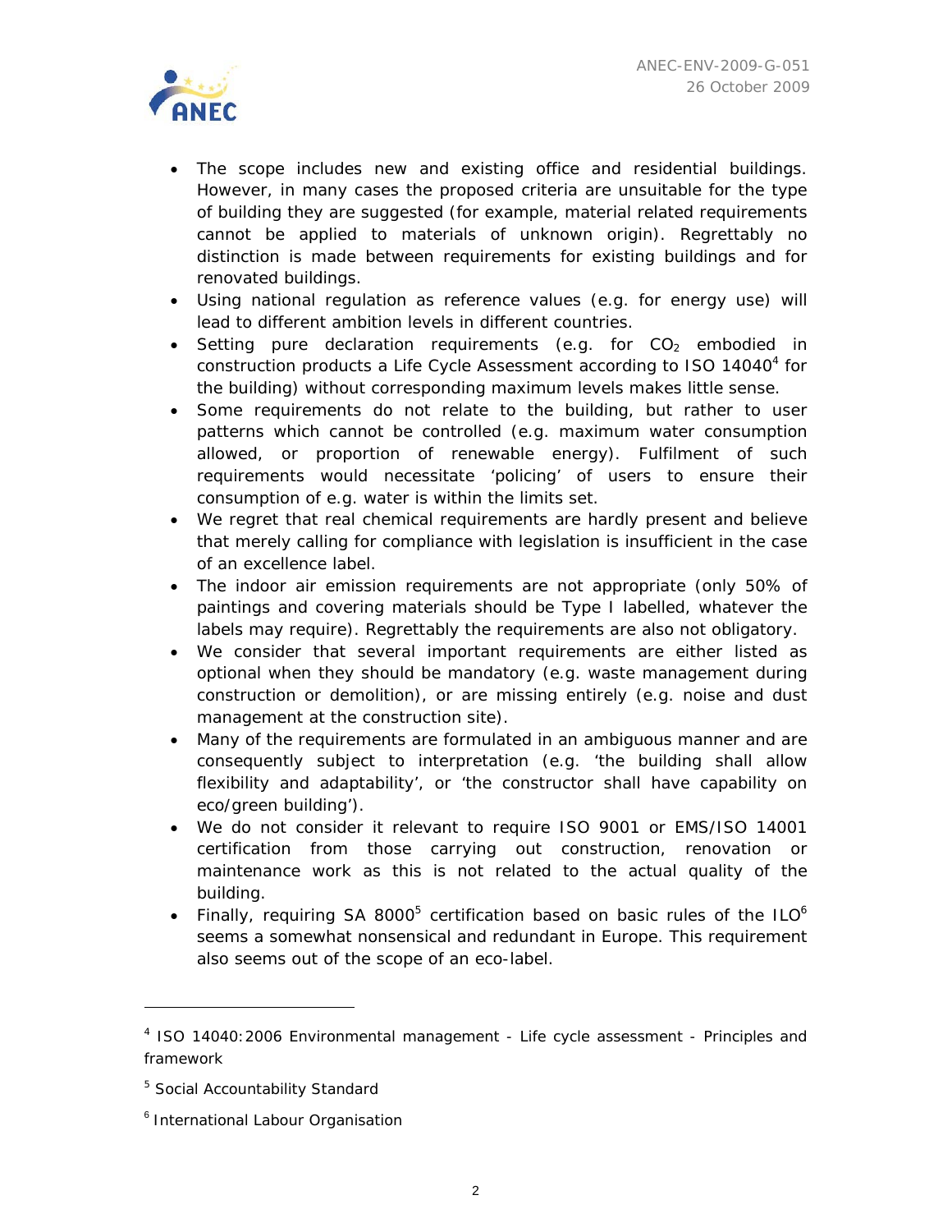- The scope includes new and existing office and residential buildings. However, in many cases the proposed criteria are unsuitable for the type of building they are suggested (for example, material related requirements cannot be applied to materials of unknown origin). Regrettably no distinction is made between requirements for existing buildings and for renovated buildings.
- Using national regulation as reference values (e.g. for energy use) will lead to different ambition levels in different countries.
- Setting pure declaration requirements (e.g. for $CO_2$ embodied in construction products a Life Cycle Assessment according to ISO 14040[4] for the building) without corresponding maximum levels makes little sense.
- Some requirements do not relate to the building, but rather to user patterns which cannot be controlled (e.g. maximum water consumption allowed, or proportion of renewable energy). Fulfilment of such requirements would necessitate 'policing' of users to ensure their consumption of e.g. water is within the limits set.
- We regret that real chemical requirements are hardly present and believe that merely calling for compliance with legislation is insufficient in the case of an excellence label.
- The indoor air emission requirements are not appropriate (only 50% of paintings and covering materials should be Type I labelled, whatever the labels may require). Regrettably the requirements are also not obligatory.
- We consider that several important requirements are either listed as optional when they should be mandatory (e.g. waste management during construction or demolition), or are missing entirely (e.g. noise and dust management at the construction site).
- Many of the requirements are formulated in an ambiguous manner and are consequently subject to interpretation (e.g. 'the building shall allow flexibility and adaptability', or 'the constructor shall have capability on eco/green building').
- We do not consider it relevant to require ISO 9001 or EMS/ISO 14001 certification from those carrying out construction, renovation or maintenance work as this is not related to the actual quality of the building.
- Finally, requiring SA 8000[5] certification based on basic rules of the ILO[6] seems a somewhat nonsensical and redundant in Europe. This requirement also seems out of the scope of an eco-label.

---

[4] ISO 14040:2006 Environmental management - Life cycle assessment - Principles and framework

[5] Social Accountability Standard

[6] International Labour Organisation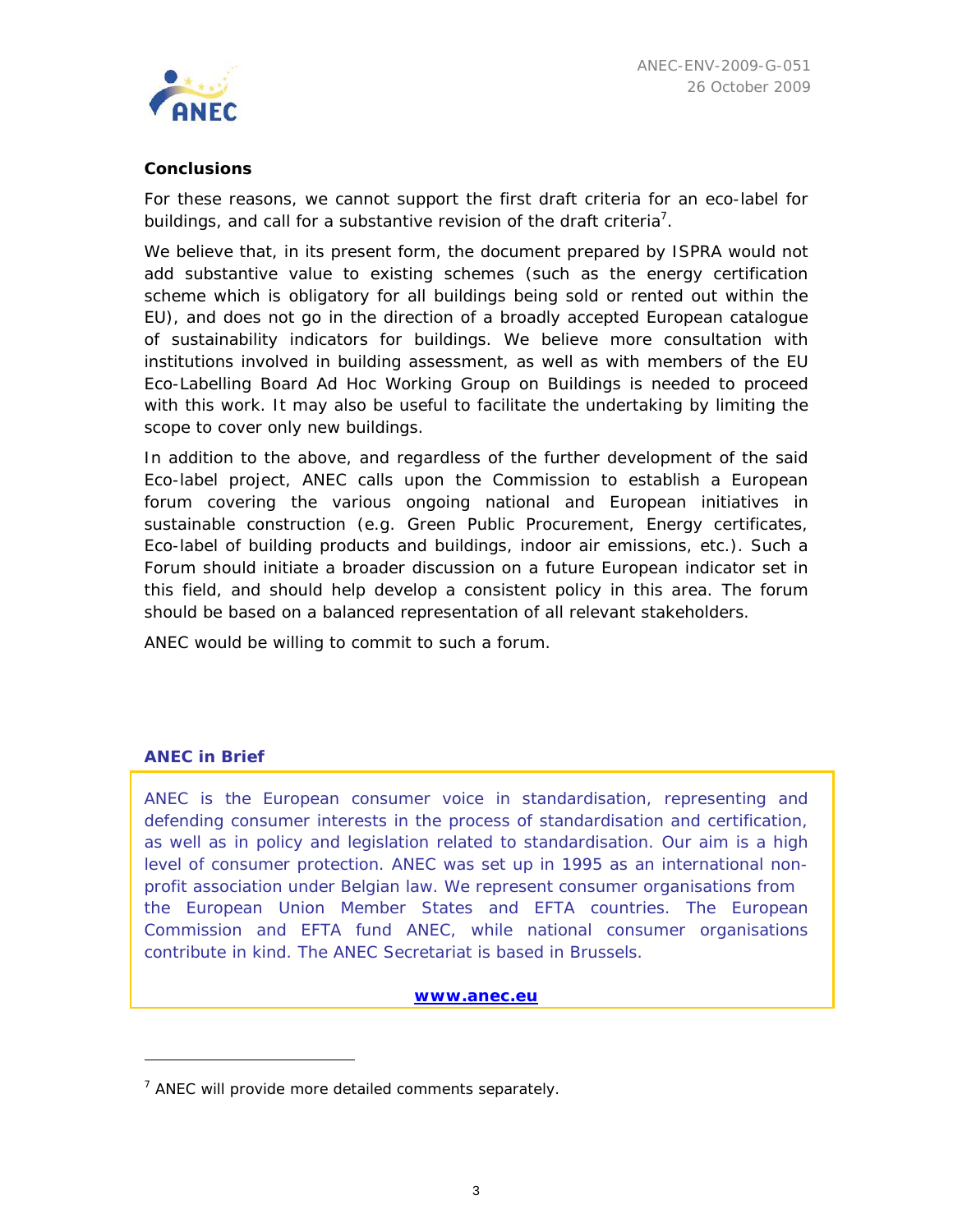## Conclusions

For these reasons, we cannot support the first draft criteria for an eco-label for buildings, and call for a substantive revision of the draft criteria[7].

We believe that, in its present form, the document prepared by ISPRA would not add substantive value to existing schemes (such as the energy certification scheme which is obligatory for all buildings being sold or rented out within the EU), and does not go in the direction of a broadly accepted European catalogue of sustainability indicators for buildings. We believe more consultation with institutions involved in building assessment, as well as with members of the EU Eco-Labelling Board Ad Hoc Working Group on Buildings is needed to proceed with this work. It may also be useful to facilitate the undertaking by limiting the scope to cover only new buildings.

In addition to the above, and regardless of the further development of the said Eco-label project, ANEC calls upon the Commission to establish a European forum covering the various ongoing national and European initiatives in sustainable construction (e.g. Green Public Procurement, Energy certificates, Eco-label of building products and buildings, indoor air emissions, etc.). Such a Forum should initiate a broader discussion on a future European indicator set in this field, and should help develop a consistent policy in this area. The forum should be based on a balanced representation of all relevant stakeholders.

ANEC would be willing to commit to such a forum.

### ANEC in Brief

ANEC is the European consumer voice in standardisation, representing and defending consumer interests in the process of standardisation and certification, as well as in policy and legislation related to standardisation. Our aim is a high level of consumer protection. ANEC was set up in 1995 as an international non-profit association under Belgian law. We represent consumer organisations from the European Union Member States and EFTA countries. The European Commission and EFTA fund ANEC, while national consumer organisations contribute in kind. The ANEC Secretariat is based in Brussels.

**www.anec.eu**

[7] ANEC will provide more detailed comments separately.